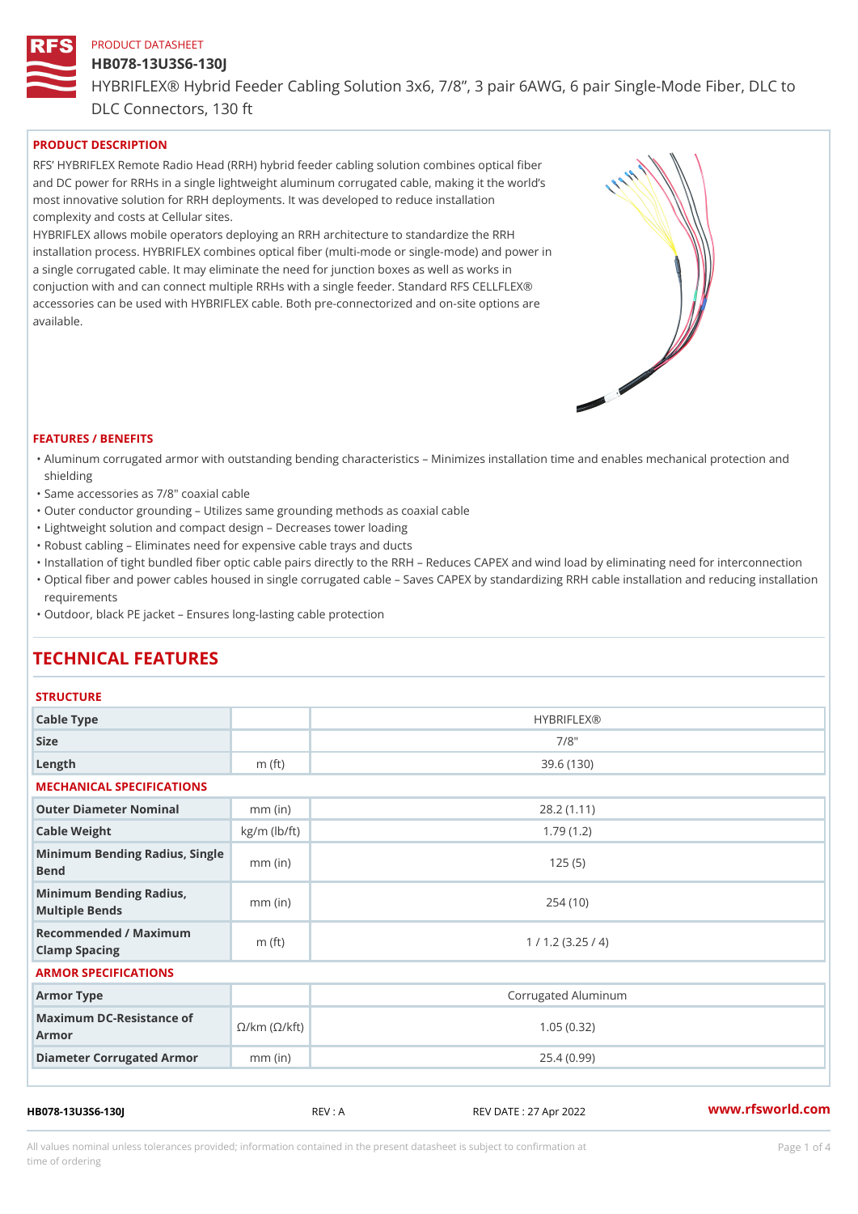PRODUCT DATASHEET

# HB078-13U3S6-130J

HYBRIFLEX® Hybrid Feeder Cabling Solution 3x6, 7/8", 3 pair 6AWG, 6 pair Single-Mode Fiber, DLC to DLC Connectors, 130 ft

## PRODUCT DESCRIPTION

RFS' HYBRIFLEX Remote Radio Head (RRH) hybrid feeder cabling solution combines optical fiber and DC power for RRHs in a single lightweight aluminum corrugated cable, making it the world's most innovative solution for RRH deployments. It was developed to reduce installation complexity and costs at Cellular sites.

HYBRIFLEX allows mobile operators deploying an RRH architecture to standardize the RRH installation process. HYBRIFLEX combines optical fiber (multi-mode or single-mode) and power in a single corrugated cable. It may eliminate the need for junction boxes as well as works in conjuction with and can connect multiple RRHs with a single feeder. Standard RFS CELLFLEX® accessories can be used with HYBRIFLEX cable. Both pre-connectorized and on-site options are available.

## FEATURES / BENEFITS

- Aluminum corrugated armor with outstanding bending characteristics – Minimizes installation time and enables mechanical protection and shielding
- Same accessories as 7/8" coaxial cable
- Outer conductor grounding – Utilizes same grounding methods as coaxial cable
- Lightweight solution and compact design – Decreases tower loading
- Robust cabling – Eliminates need for expensive cable trays and ducts
- Installation of tight bundled fiber optic cable pairs directly to the RRH – Reduces CAPEX and wind load by eliminating need for interconnection
- Optical fiber and power cables housed in single corrugated cable – Saves CAPEX by standardizing RRH cable installation and reducing installation requirements
- Outdoor, black PE jacket – Ensures long-lasting cable protection

# TECHNICAL FEATURES

### STRUCTURE

| | | |
|---|---|---|
| Cable Type | | HYBRIFLEX® |
| Size | | 7/8" |
| Length | m (ft) | 39.6 (130) |

### MECHANICAL SPECIFICATIONS

| | | |
|---|---|---|
| Outer Diameter Nominal | mm (in) | 28.2 (1.11) |
| Cable Weight | kg/m (lb/ft) | 1.79 (1.2) |
| Minimum Bending Radius, Single Bend | mm (in) | 125 (5) |
| Minimum Bending Radius, Multiple Bends | mm (in) | 254 (10) |
| Recommended / Maximum Clamp Spacing | m (ft) | 1 / 1.2 (3.25 / 4) |

### ARMOR SPECIFICATIONS

| | | |
|---|---|---|
| Armor Type | | Corrugated Aluminum |
| Maximum DC-Resistance of Armor | Ω/km (Ω/kft) | 1.05 (0.32) |
| Diameter Corrugated Armor | mm (in) | 25.4 (0.99) |

HB078-13U3S6-130J REV : A REV DATE : 27 Apr 2022 www.rfsworld.com

All values nominal unless tolerances provided; information contained in the present datasheet is subject to confirmation at time of ordering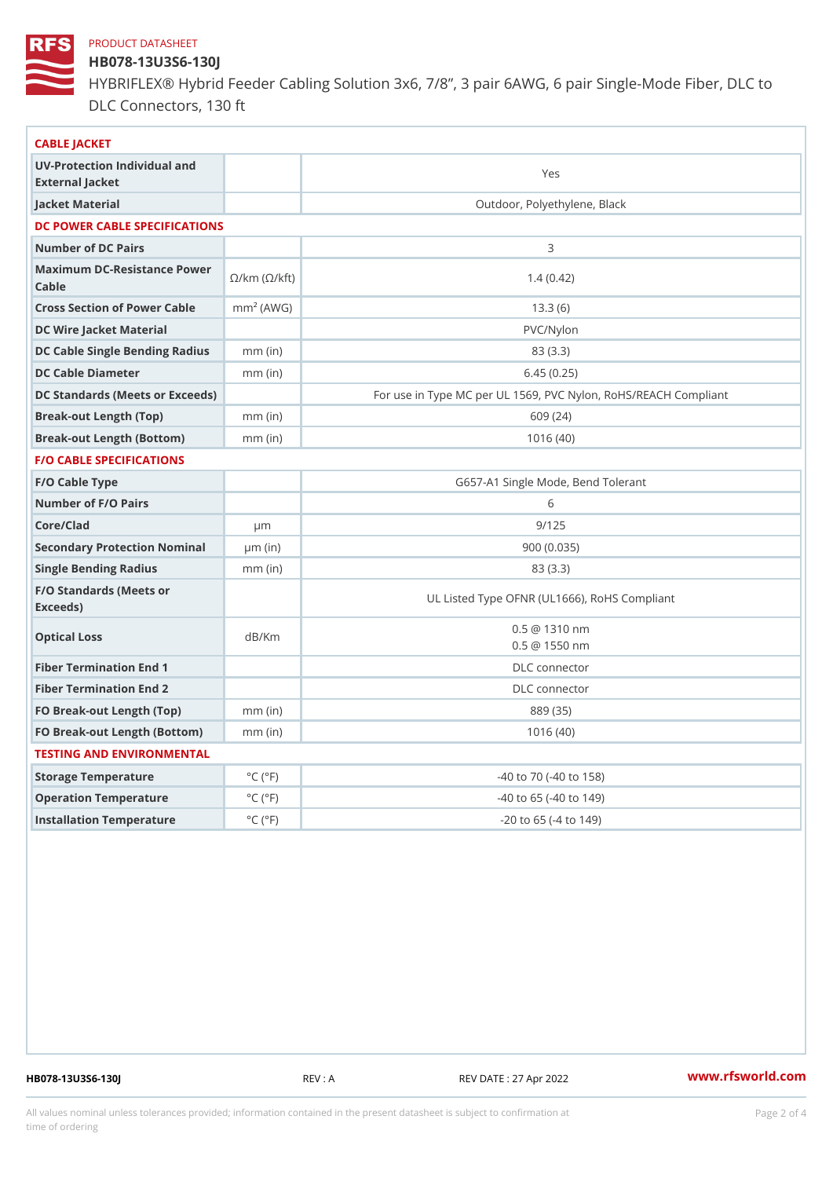PRODUCT DATASHEET

# HB078-13U3S6-130J

HYBRIFLEX® Hybrid Feeder Cabling Solution 3x6, 7/8”, 3 pair 6AWG, 6 pair Single-Mode Fiber, DLC to DLC Connectors, 130 ft

## CABLE JACKET

| | | |
|---|---|---|
| UV-Protection Individual and External Jacket | | Yes |
| Jacket Material | | Outdoor, Polyethylene, Black |

## DC POWER CABLE SPECIFICATIONS

| | | |
|---|---|---|
| Number of DC Pairs | | 3 |
| Maximum DC-Resistance Power Cable | Ω/km (Ω/kft) | 1.4 (0.42) |
| Cross Section of Power Cable | $mm^2$ (AWG) | 13.3 (6) |
| DC Wire Jacket Material | | PVC/Nylon |
| DC Cable Single Bending Radius | mm (in) | 83 (3.3) |
| DC Cable Diameter | mm (in) | 6.45 (0.25) |
| DC Standards (Meets or Exceeds) | | For use in Type MC per UL 1569, PVC Nylon, RoHS/REACH Compliant |
| Break-out Length (Top) | mm (in) | 609 (24) |
| Break-out Length (Bottom) | mm (in) | 1016 (40) |

## F/O CABLE SPECIFICATIONS

| | | |
|---|---|---|
| F/O Cable Type | | G657-A1 Single Mode, Bend Tolerant |
| Number of F/O Pairs | | 6 |
| Core/Clad | μm | 9/125 |
| Secondary Protection Nominal | μm (in) | 900 (0.035) |
| Single Bending Radius | mm (in) | 83 (3.3) |
| F/O Standards (Meets or Exceeds) | | UL Listed Type OFNR (UL1666), RoHS Compliant |
| Optical Loss | dB/Km | 0.5 @ 1310 nm<br>0.5 @ 1550 nm |
| Fiber Termination End 1 | | DLC connector |
| Fiber Termination End 2 | | DLC connector |
| FO Break-out Length (Top) | mm (in) | 889 (35) |
| FO Break-out Length (Bottom) | mm (in) | 1016 (40) |

## TESTING AND ENVIRONMENTAL

| | | |
|---|---|---|
| Storage Temperature | °C (°F) | -40 to 70 (-40 to 158) |
| Operation Temperature | °C (°F) | -40 to 65 (-40 to 149) |
| Installation Temperature | °C (°F) | -20 to 65 (-4 to 149) |

HB078-13U3S6-130J REV : A REV DATE : 27 Apr 2022 www.rfsworld.com

All values nominal unless tolerances provided; information contained in the present datasheet is subject to confirmation at time of ordering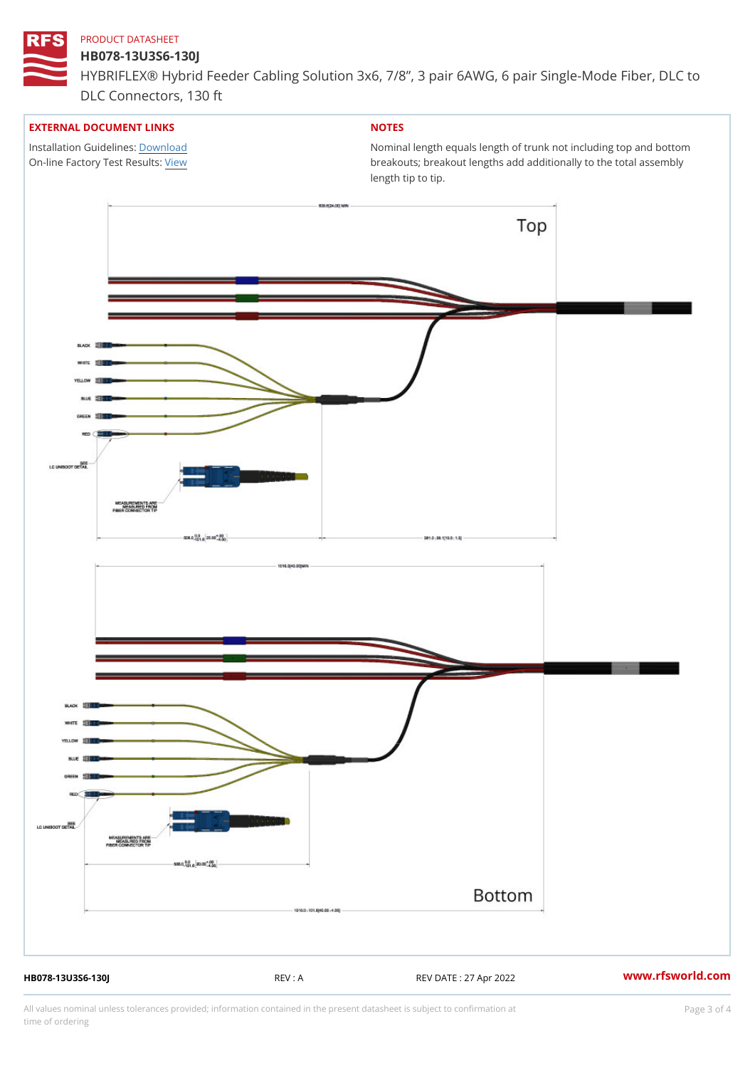PRODUCT DATASHEET

# HB078-13U3S6-130J

HYBRIFLEX® Hybrid Feeder Cabling Solution 3x6, 7/8”, 3 pair 6AWG, 6 pair Single-Mode Fiber, DLC to DLC Connectors, 130 ft

## EXTERNAL DOCUMENT LINKS

Installation Guidelines: Download
On-line Factory Test Results: View

## NOTES

Nominal length equals length of trunk not including top and bottom breakouts; breakout lengths add additionally to the total assembly length tip to tip.

Top

609.6[24.00] MIN

BLACK
WHITE
YELLOW
BLUE
GREEN
RED

SEE LC UNIBOOT DETAIL

MEASUREMENTS ARE MEASURED FROM FIBER CONNECTOR TIP

Bottom

1016.0[40.00]MIN

BLACK
WHITE
YELLOW
BLUE
GREEN
RED

SEE LC UNIBOOT DETAIL

MEASUREMENTS ARE MEASURED FROM FIBER CONNECTOR TIP

1016.0 - 101.6[40.00 -4.00]

HB078-13U3S6-130J | REV : A | REV DATE : 27 Apr 2022 | www.rfsworld.com

All values nominal unless tolerances provided; information contained in the present datasheet is subject to confirmation at time of ordering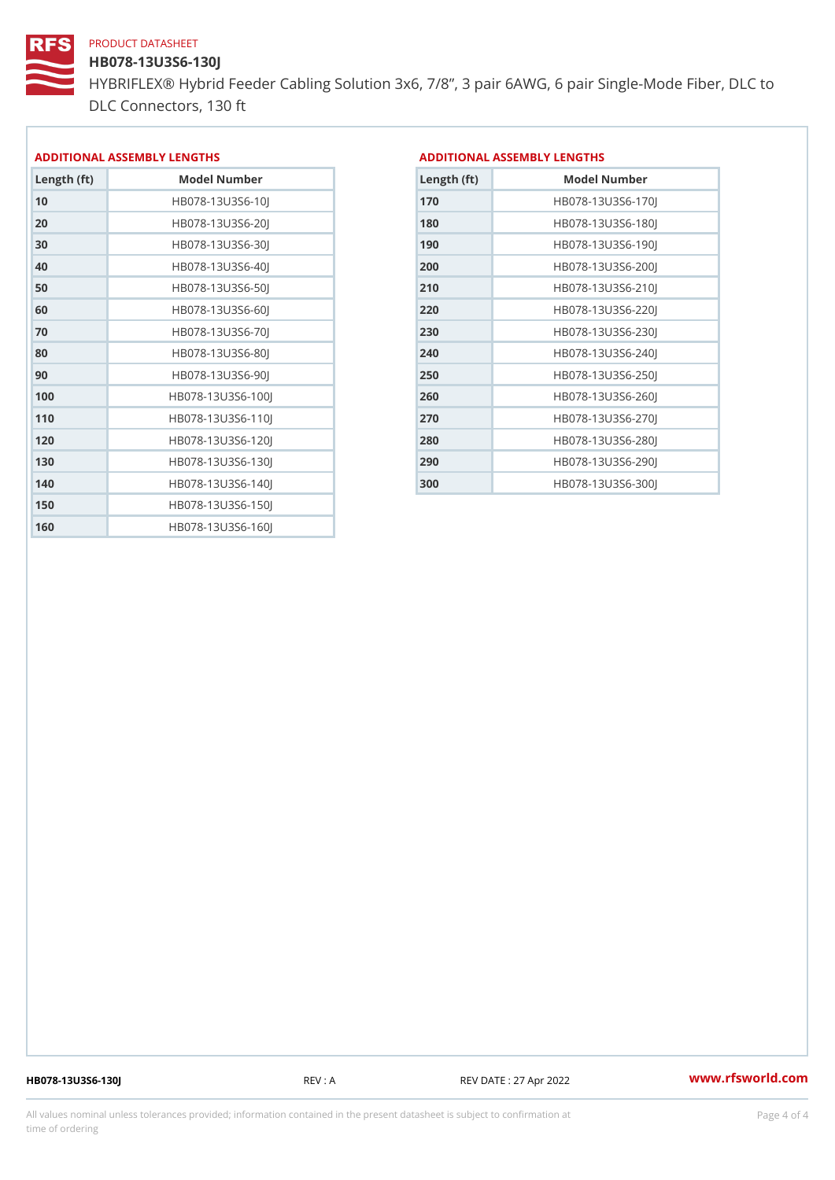PRODUCT DATASHEET

# HB078-13U3S6-130J

HYBRIFLEX® Hybrid Feeder Cabling Solution 3x6, 7/8”, 3 pair 6AWG, 6 pair Single-Mode Fiber, DLC to DLC Connectors, 130 ft

## ADDITIONAL ASSEMBLY LENGTHS

| Length (ft) | Model Number |
|---|---|
| 10 | HB078-13U3S6-10J |
| 20 | HB078-13U3S6-20J |
| 30 | HB078-13U3S6-30J |
| 40 | HB078-13U3S6-40J |
| 50 | HB078-13U3S6-50J |
| 60 | HB078-13U3S6-60J |
| 70 | HB078-13U3S6-70J |
| 80 | HB078-13U3S6-80J |
| 90 | HB078-13U3S6-90J |
| 100 | HB078-13U3S6-100J |
| 110 | HB078-13U3S6-110J |
| 120 | HB078-13U3S6-120J |
| 130 | HB078-13U3S6-130J |
| 140 | HB078-13U3S6-140J |
| 150 | HB078-13U3S6-150J |
| 160 | HB078-13U3S6-160J |

## ADDITIONAL ASSEMBLY LENGTHS

| Length (ft) | Model Number |
|---|---|
| 170 | HB078-13U3S6-170J |
| 180 | HB078-13U3S6-180J |
| 190 | HB078-13U3S6-190J |
| 200 | HB078-13U3S6-200J |
| 210 | HB078-13U3S6-210J |
| 220 | HB078-13U3S6-220J |
| 230 | HB078-13U3S6-230J |
| 240 | HB078-13U3S6-240J |
| 250 | HB078-13U3S6-250J |
| 260 | HB078-13U3S6-260J |
| 270 | HB078-13U3S6-270J |
| 280 | HB078-13U3S6-280J |
| 290 | HB078-13U3S6-290J |
| 300 | HB078-13U3S6-300J |

HB078-13U3S6-130J REV : A REV DATE : 27 Apr 2022 www.rfsworld.com

All values nominal unless tolerances provided; information contained in the present datasheet is subject to confirmation at time of ordering